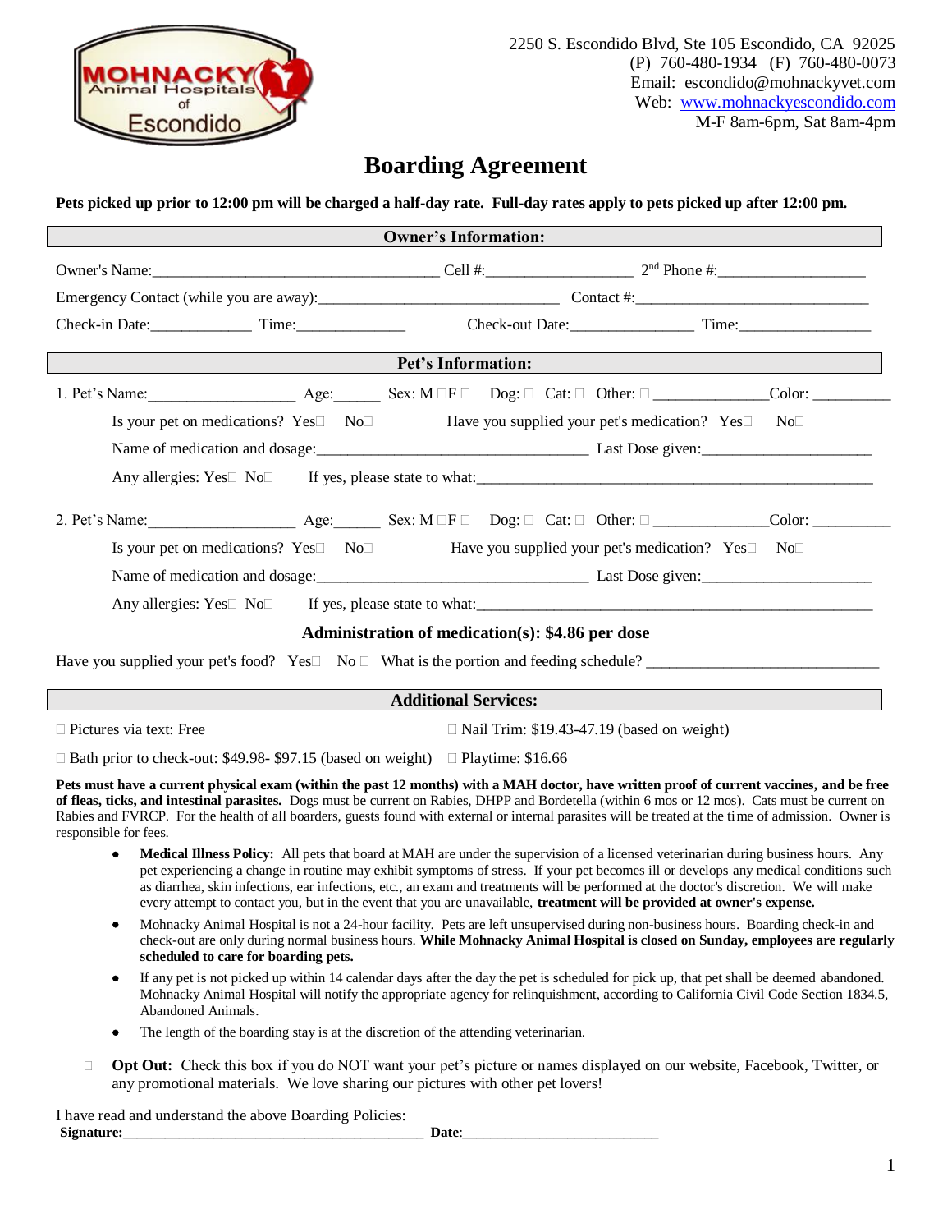2250 S. Escondido Blvd, Ste 105 Escondido, CA 92025
(P) 760-480-1934 (F) 760-480-0073
Email: escondido@mohnackyvet.com
Web: www.mohnackyescondido.com
M-F 8am-6pm, Sat 8am-4pm

# Boarding Agreement

**Pets picked up prior to 12:00 pm will be charged a half-day rate. Full-day rates apply to pets picked up after 12:00 pm.**

## Owner's Information:

Owner's Name:___________________________________ Cell #:__________________ 2nd Phone #:__________________

Emergency Contact (while you are away):______________________________ Contact #:_____________________________

Check-in Date:____________ Time:_____________ Check-out Date:_______________ Time:________________

## Pet's Information:

1. Pet's Name:__________________ Age:______ Sex: M ☐F ☐ Dog: ☐ Cat: ☐ Other: ☐ ______________Color: __________

   Is your pet on medications? Yes☐ No☐ Have you supplied your pet's medication? Yes☐ No☐

   Name of medication and dosage:__________________________________ Last Dose given:_____________________

   Any allergies: Yes☐ No☐ If yes, please state to what:__________________________________________________

2. Pet's Name:__________________ Age:______ Sex: M ☐F ☐ Dog: ☐ Cat: ☐ Other: ☐ ______________Color: __________

   Is your pet on medications? Yes☐ No☐ Have you supplied your pet's medication? Yes☐ No☐

   Name of medication and dosage:__________________________________ Last Dose given:_____________________

   Any allergies: Yes☐ No☐ If yes, please state to what:__________________________________________________

**Administration of medication(s): $4.86 per dose**

Have you supplied your pet's food? Yes☐ No ☐ What is the portion and feeding schedule? _____________________________

## Additional Services:

☐ Pictures via text: Free

☐ Nail Trim: $19.43-47.19 (based on weight)

☐ Bath prior to check-out: $49.98- $97.15 (based on weight)

☐ Playtime: $16.66

**Pets must have a current physical exam (within the past 12 months) with a MAH doctor, have written proof of current vaccines, and be free of fleas, ticks, and intestinal parasites.** Dogs must be current on Rabies, DHPP and Bordetella (within 6 mos or 12 mos). Cats must be current on Rabies and FVRCP. For the health of all boarders, guests found with external or internal parasites will be treated at the time of admission. Owner is responsible for fees.

- **Medical Illness Policy:** All pets that board at MAH are under the supervision of a licensed veterinarian during business hours. Any pet experiencing a change in routine may exhibit symptoms of stress. If your pet becomes ill or develops any medical conditions such as diarrhea, skin infections, ear infections, etc., an exam and treatments will be performed at the doctor's discretion. We will make every attempt to contact you, but in the event that you are unavailable, **treatment will be provided at owner's expense.**
- Mohnacky Animal Hospital is not a 24-hour facility. Pets are left unsupervised during non-business hours. Boarding check-in and check-out are only during normal business hours. **While Mohnacky Animal Hospital is closed on Sunday, employees are regularly scheduled to care for boarding pets.**
- If any pet is not picked up within 14 calendar days after the day the pet is scheduled for pick up, that pet shall be deemed abandoned. Mohnacky Animal Hospital will notify the appropriate agency for relinquishment, according to California Civil Code Section 1834.5, Abandoned Animals.
- The length of the boarding stay is at the discretion of the attending veterinarian.

☐ **Opt Out:** Check this box if you do NOT want your pet's picture or names displayed on our website, Facebook, Twitter, or any promotional materials. We love sharing our pictures with other pet lovers!

I have read and understand the above Boarding Policies:
**Signature:**________________________________________ **Date**:__________________________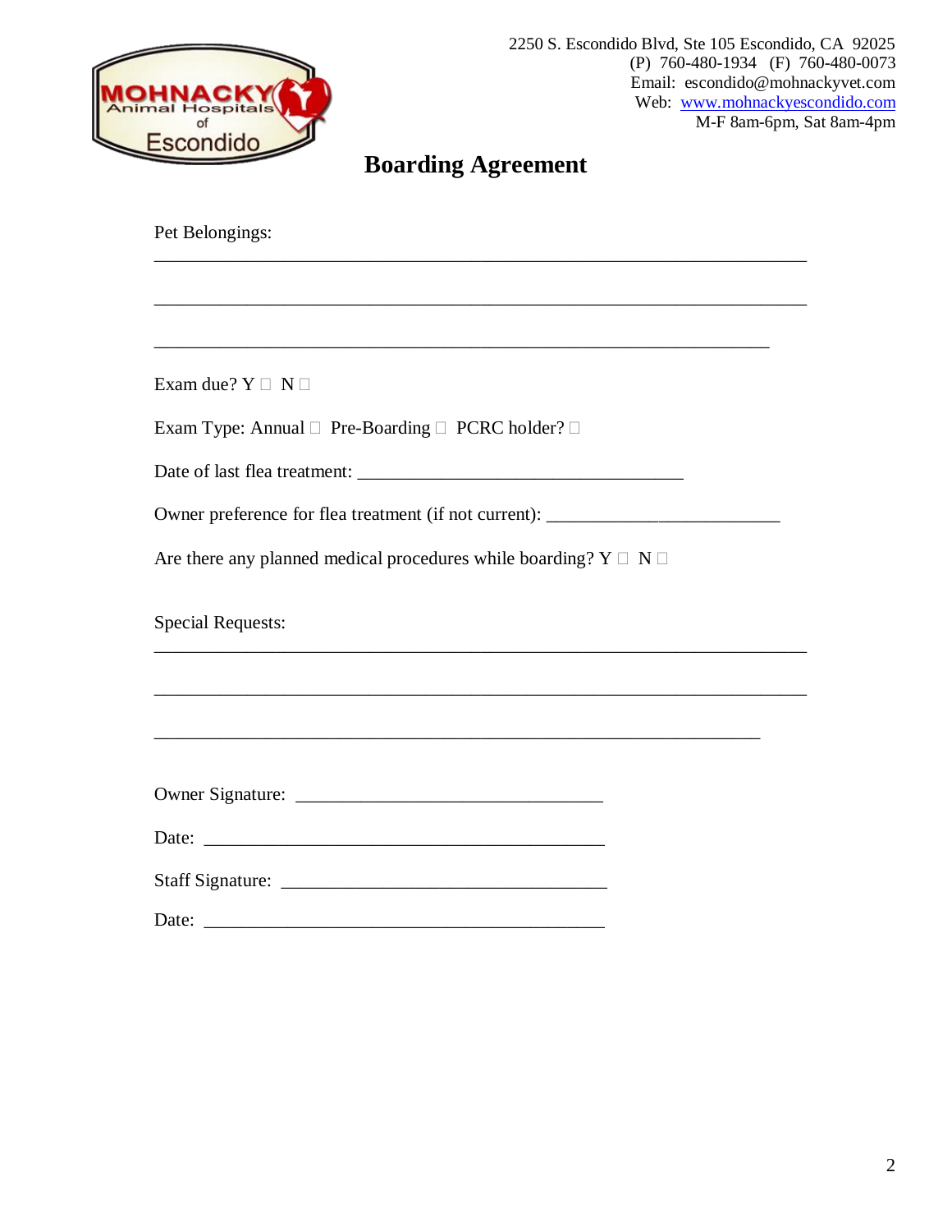2250 S. Escondido Blvd, Ste 105 Escondido, CA 92025
(P) 760-480-1934 (F) 760-480-0073
Email: escondido@mohnackyvet.com
Web: www.mohnackyescondido.com
M-F 8am-6pm, Sat 8am-4pm

# Boarding Agreement

Pet Belongings:

___________________________________________________________________

___________________________________________________________________

_______________________________________________________________

Exam due? Y ☐ N ☐

Exam Type: Annual ☐ Pre-Boarding ☐ PCRC holder? ☐

Date of last flea treatment: ________________________________

Owner preference for flea treatment (if not current): ______________________

Are there any planned medical procedures while boarding? Y ☐ N ☐

Special Requests:

___________________________________________________________________

___________________________________________________________________

______________________________________________________________

Owner Signature: ________________________________

Date: __________________________________________

Staff Signature: __________________________________

Date: __________________________________________